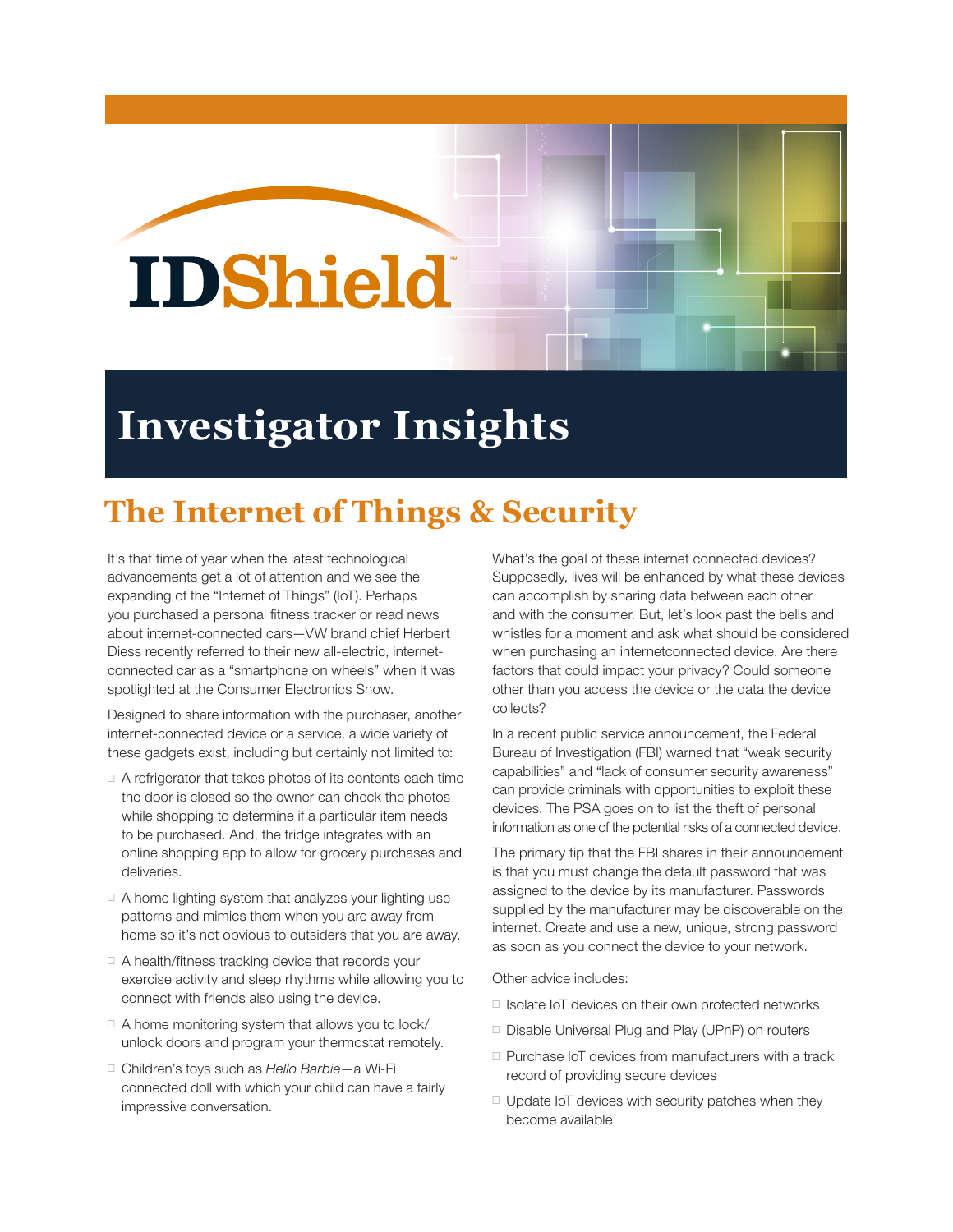# IDShield

## Investigator Insights

# The Internet of Things & Security

It's that time of year when the latest technological advancements get a lot of attention and we see the expanding of the "Internet of Things" (IoT). Perhaps you purchased a personal fitness tracker or read news about internet-connected cars—VW brand chief Herbert Diess recently referred to their new all-electric, internet-connected car as a "smartphone on wheels" when it was spotlighted at the Consumer Electronics Show.

Designed to share information with the purchaser, another internet-connected device or a service, a wide variety of these gadgets exist, including but certainly not limited to:

- A refrigerator that takes photos of its contents each time the door is closed so the owner can check the photos while shopping to determine if a particular item needs to be purchased. And, the fridge integrates with an online shopping app to allow for grocery purchases and deliveries.
- A home lighting system that analyzes your lighting use patterns and mimics them when you are away from home so it's not obvious to outsiders that you are away.
- A health/fitness tracking device that records your exercise activity and sleep rhythms while allowing you to connect with friends also using the device.
- A home monitoring system that allows you to lock/unlock doors and program your thermostat remotely.
- Children's toys such as *Hello Barbie*—a Wi-Fi connected doll with which your child can have a fairly impressive conversation.

What's the goal of these internet connected devices? Supposedly, lives will be enhanced by what these devices can accomplish by sharing data between each other and with the consumer. But, let's look past the bells and whistles for a moment and ask what should be considered when purchasing an internetconnected device. Are there factors that could impact your privacy? Could someone other than you access the device or the data the device collects?

In a recent public service announcement, the Federal Bureau of Investigation (FBI) warned that "weak security capabilities" and "lack of consumer security awareness" can provide criminals with opportunities to exploit these devices. The PSA goes on to list the theft of personal information as one of the potential risks of a connected device.

The primary tip that the FBI shares in their announcement is that you must change the default password that was assigned to the device by its manufacturer. Passwords supplied by the manufacturer may be discoverable on the internet. Create and use a new, unique, strong password as soon as you connect the device to your network.

Other advice includes:

- Isolate IoT devices on their own protected networks
- Disable Universal Plug and Play (UPnP) on routers
- Purchase IoT devices from manufacturers with a track record of providing secure devices
- Update IoT devices with security patches when they become available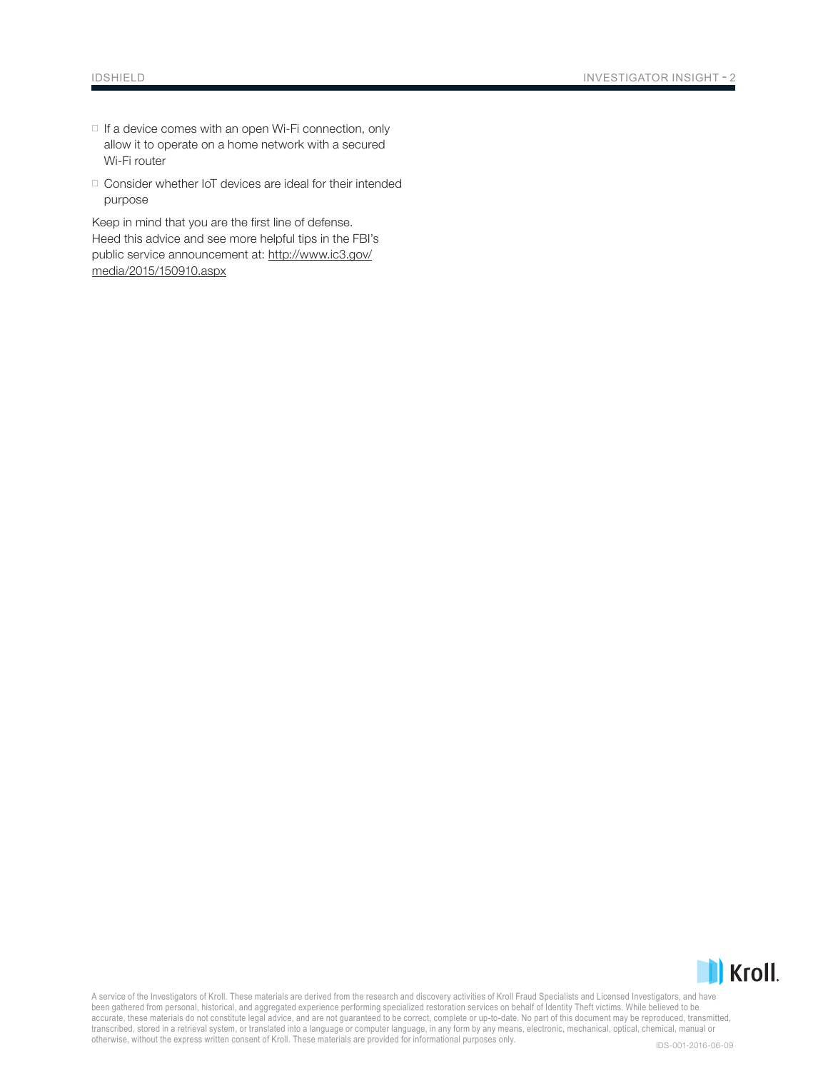- If a device comes with an open Wi-Fi connection, only allow it to operate on a home network with a secured Wi-Fi router
- Consider whether IoT devices are ideal for their intended purpose

Keep in mind that you are the first line of defense. Heed this advice and see more helpful tips in the FBI's public service announcement at: http://www.ic3.gov/media/2015/150910.aspx

A service of the Investigators of Kroll. These materials are derived from the research and discovery activities of Kroll Fraud Specialists and Licensed Investigators, and have been gathered from personal, historical, and aggregated experience performing specialized restoration services on behalf of Identity Theft victims. While believed to be accurate, these materials do not constitute legal advice, and are not guaranteed to be correct, complete or up-to-date. No part of this document may be reproduced, transmitted, transcribed, stored in a retrieval system, or translated into a language or computer language, in any form by any means, electronic, mechanical, optical, chemical, manual or otherwise, without the express written consent of Kroll. These materials are provided for informational purposes only.

IDS-001-2016-06-09